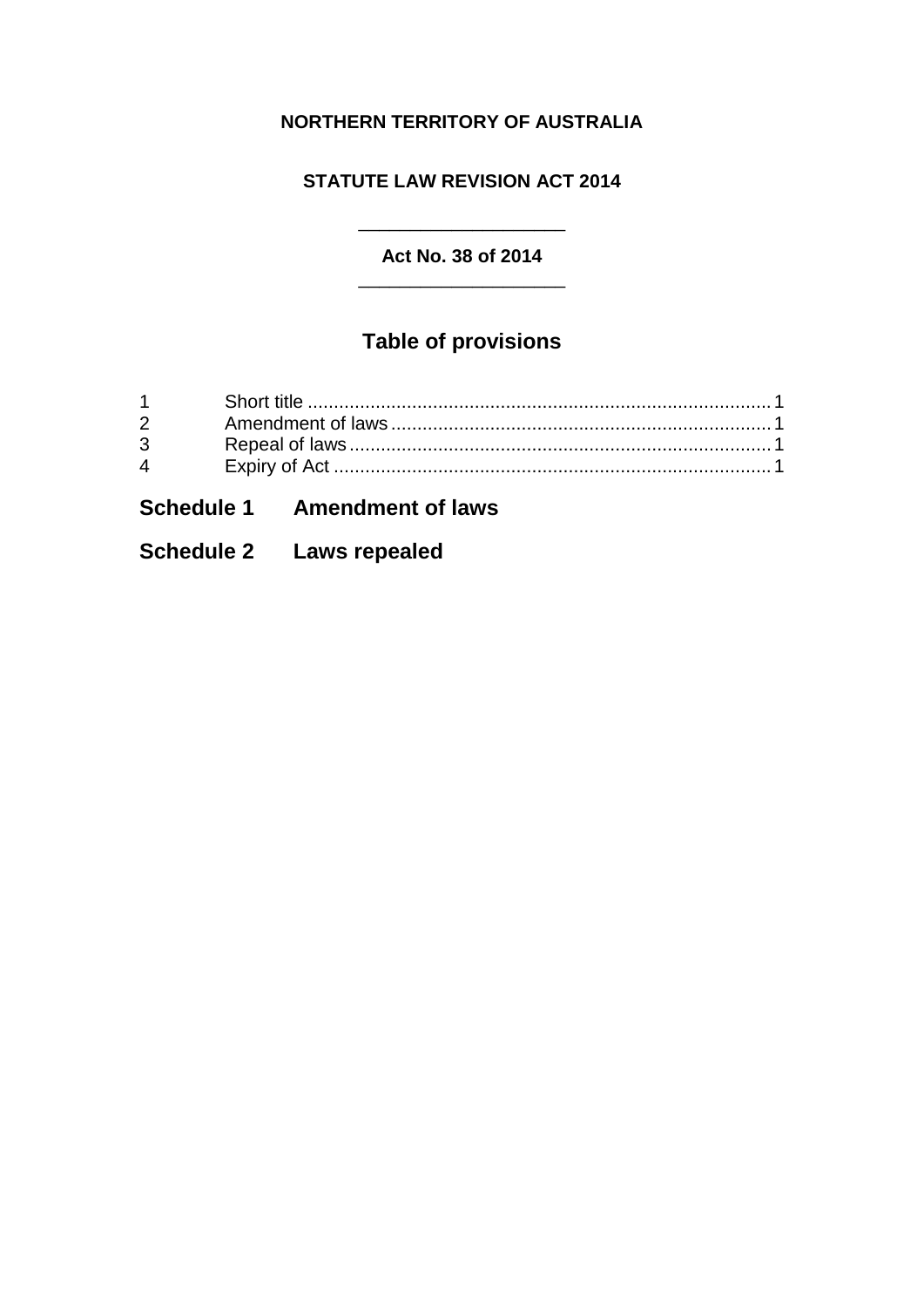**NORTHERN TERRITORY OF AUSTRALIA**

**STATUTE LAW REVISION ACT 2014**

____________________

**Act No. 38 of 2014**

____________________

## Table of provisions

| | | |
|---|---|---|
| 1 | Short title | 1 |
| 2 | Amendment of laws | 1 |
| 3 | Repeal of laws | 1 |
| 4 | Expiry of Act | 1 |

### Schedule 1 Amendment of laws

### Schedule 2 Laws repealed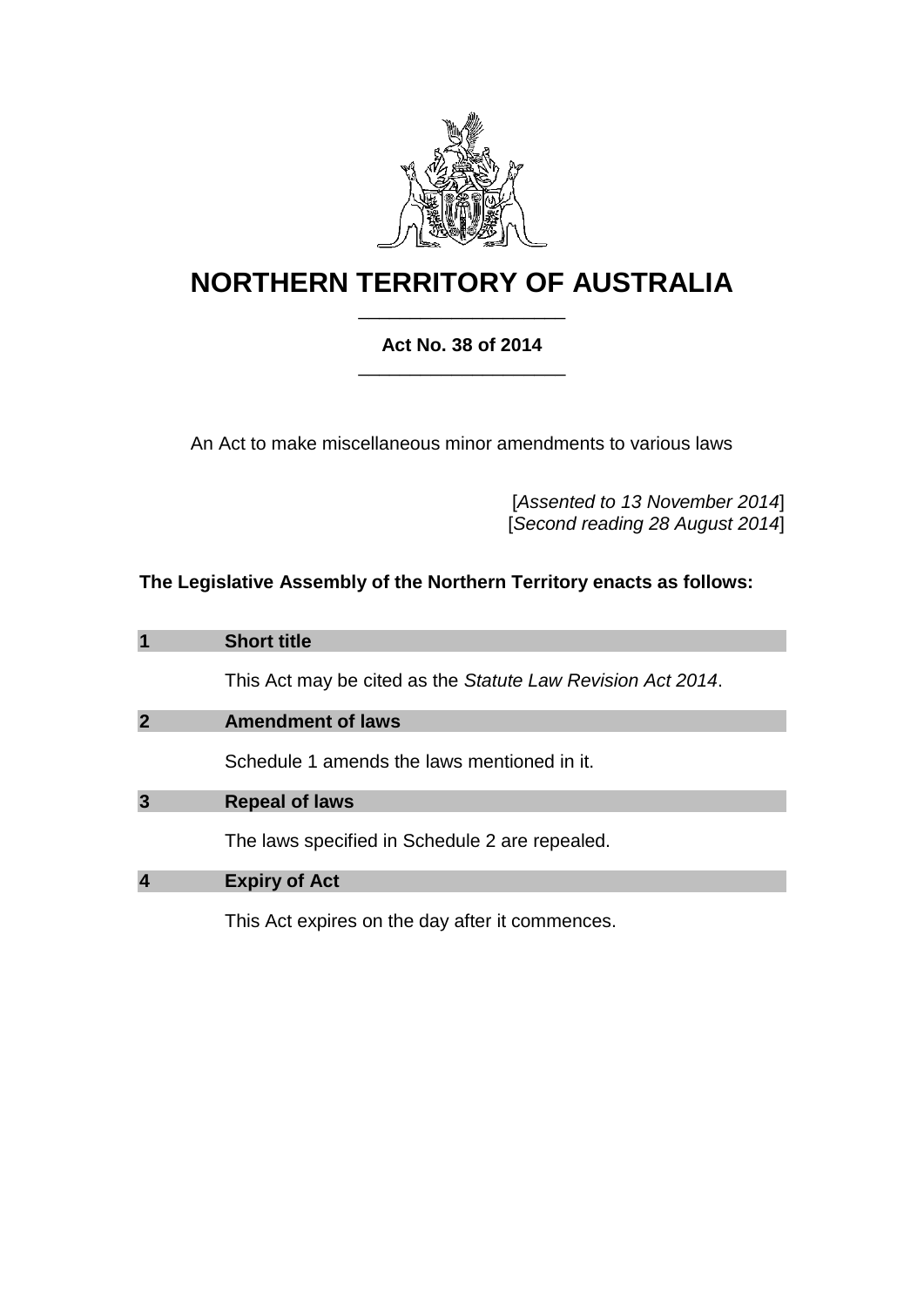# NORTHERN TERRITORY OF AUSTRALIA

**Act No. 38 of 2014**

An Act to make miscellaneous minor amendments to various laws

[*Assented to 13 November 2014*]
[*Second reading 28 August 2014*]

**The Legislative Assembly of the Northern Territory enacts as follows:**

## 1 Short title

This Act may be cited as the *Statute Law Revision Act 2014*.

## 2 Amendment of laws

Schedule 1 amends the laws mentioned in it.

## 3 Repeal of laws

The laws specified in Schedule 2 are repealed.

## 4 Expiry of Act

This Act expires on the day after it commences.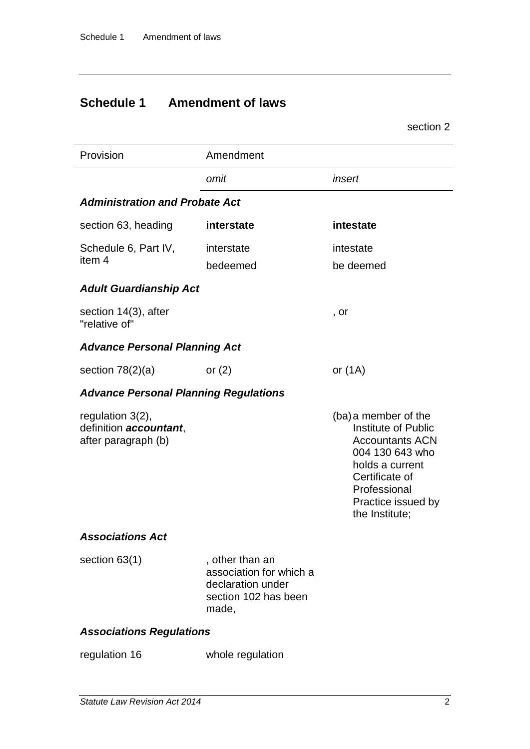# Schedule 1 Amendment of laws

section 2

| Provision | Amendment | |
|---|---|---|
| | *omit* | *insert* |
| ***Administration and Probate Act*** | | |
| section 63, heading | **interstate** | **intestate** |
| Schedule 6, Part IV, item 4 | interstate<br>bedeemed | intestate<br>be deemed |
| ***Adult Guardianship Act*** | | |
| section 14(3), after "relative of" | | , or |
| ***Advance Personal Planning Act*** | | |
| section 78(2)(a) | or (2) | or (1A) |
| ***Advance Personal Planning Regulations*** | | |
| regulation 3(2), definition ***accountant***, after paragraph (b) | | (ba) a member of the Institute of Public Accountants ACN 004 130 643 who holds a current Certificate of Professional Practice issued by the Institute; |
| ***Associations Act*** | | |
| section 63(1) | , other than an association for which a declaration under section 102 has been made, | |
| ***Associations Regulations*** | | |
| regulation 16 | whole regulation | |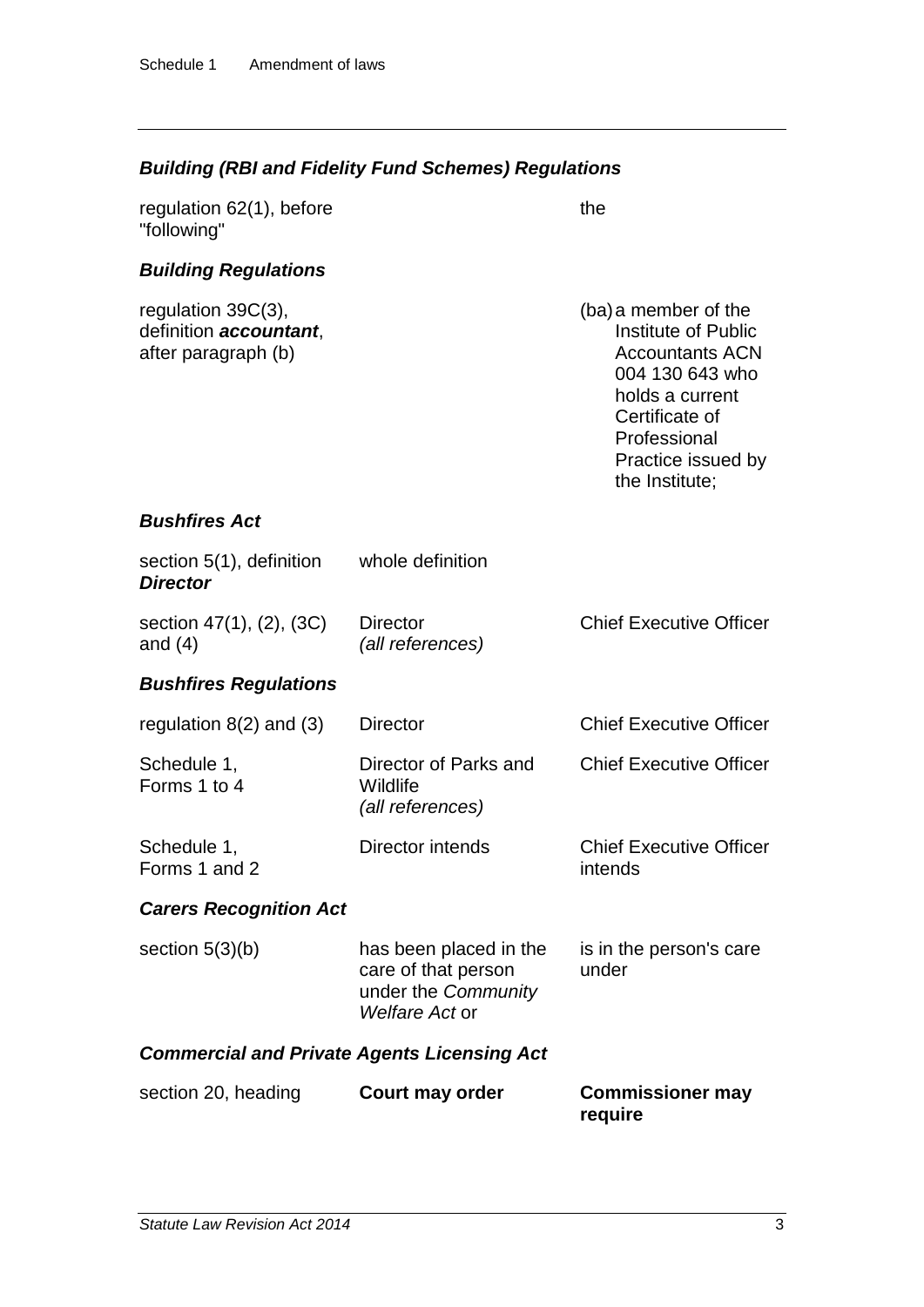### *Building (RBI and Fidelity Fund Schemes) Regulations*

| | | |
|---|---|---|
| regulation 62(1), before "following" | | the |

### *Building Regulations*

| | | |
|---|---|---|
| regulation 39C(3), definition ***accountant***, after paragraph (b) | | (ba) a member of the Institute of Public Accountants ACN 004 130 643 who holds a current Certificate of Professional Practice issued by the Institute; |

### *Bushfires Act*

| | | |
|---|---|---|
| section 5(1), definition ***Director*** | whole definition | |
| section 47(1), (2), (3C) and (4) | Director *(all references)* | Chief Executive Officer |

### *Bushfires Regulations*

| | | |
|---|---|---|
| regulation 8(2) and (3) | Director | Chief Executive Officer |
| Schedule 1, Forms 1 to 4 | Director of Parks and Wildlife *(all references)* | Chief Executive Officer |
| Schedule 1, Forms 1 and 2 | Director intends | Chief Executive Officer intends |

### *Carers Recognition Act*

| | | |
|---|---|---|
| section 5(3)(b) | has been placed in the care of that person under the *Community Welfare Act* or | is in the person's care under |

### *Commercial and Private Agents Licensing Act*

| | | |
|---|---|---|
| section 20, heading | **Court may order** | **Commissioner may require** |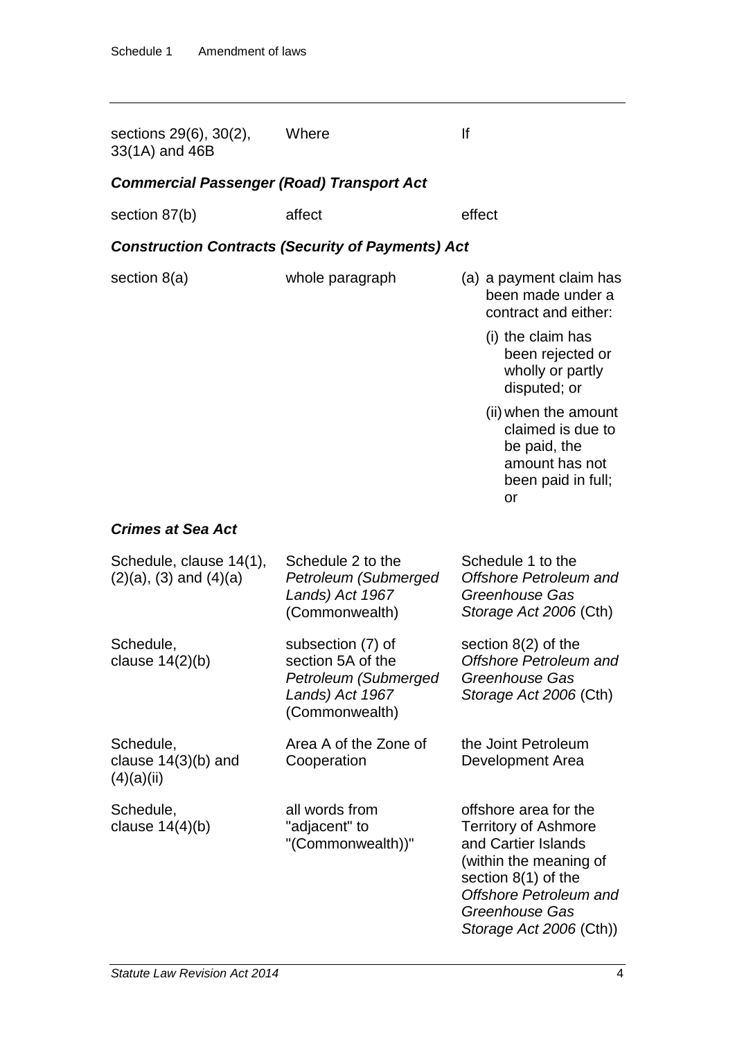| | | |
|---|---|---|
| sections 29(6), 30(2), 33(1A) and 46B | Where | If |

***Commercial Passenger (Road) Transport Act***

| | | |
|---|---|---|
| section 87(b) | affect | effect |

***Construction Contracts (Security of Payments) Act***

| | | |
|---|---|---|
| section 8(a) | whole paragraph | (a) a payment claim has been made under a contract and either:<br>(i) the claim has been rejected or wholly or partly disputed; or<br>(ii) when the amount claimed is due to be paid, the amount has not been paid in full; or |

***Crimes at Sea Act***

| | | |
|---|---|---|
| Schedule, clause 14(1), (2)(a), (3) and (4)(a) | Schedule 2 to the *Petroleum (Submerged Lands) Act 1967* (Commonwealth) | Schedule 1 to the *Offshore Petroleum and Greenhouse Gas Storage Act 2006* (Cth) |
| Schedule, clause 14(2)(b) | subsection (7) of section 5A of the *Petroleum (Submerged Lands) Act 1967* (Commonwealth) | section 8(2) of the *Offshore Petroleum and Greenhouse Gas Storage Act 2006* (Cth) |
| Schedule, clause 14(3)(b) and (4)(a)(ii) | Area A of the Zone of Cooperation | the Joint Petroleum Development Area |
| Schedule, clause 14(4)(b) | all words from "adjacent" to "(Commonwealth))" | offshore area for the Territory of Ashmore and Cartier Islands (within the meaning of section 8(1) of the *Offshore Petroleum and Greenhouse Gas Storage Act 2006* (Cth)) |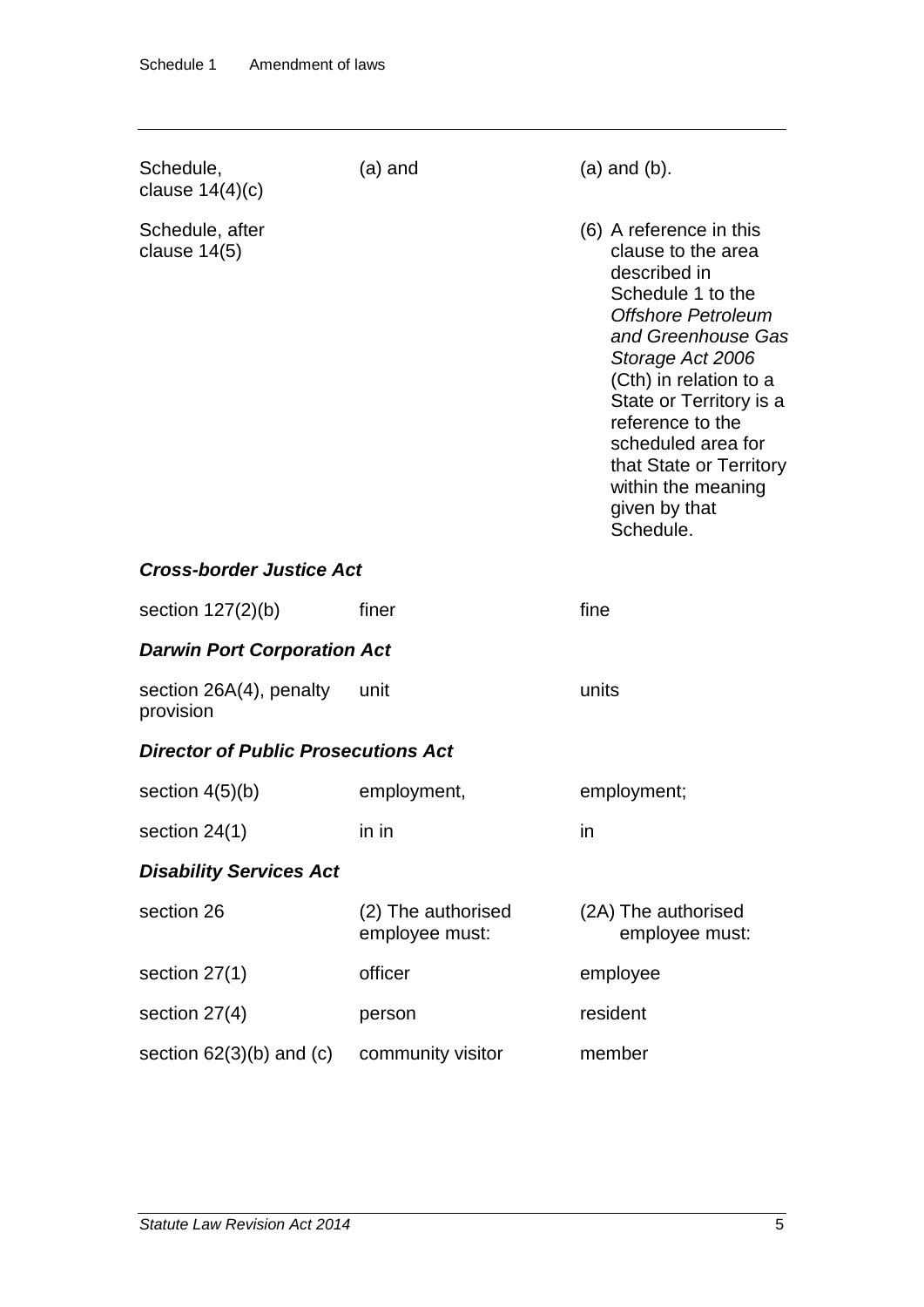| | | |
|---|---|---|
| Schedule, clause 14(4)(c) | (a) and | (a) and (b). |
| Schedule, after clause 14(5) | | (6) A reference in this clause to the area described in Schedule 1 to the *Offshore Petroleum and Greenhouse Gas Storage Act 2006* (Cth) in relation to a State or Territory is a reference to the scheduled area for that State or Territory within the meaning given by that Schedule. |

***Cross-border Justice Act***

| | | |
|---|---|---|
| section 127(2)(b) | finer | fine |

***Darwin Port Corporation Act***

| | | |
|---|---|---|
| section 26A(4), penalty provision | unit | units |

***Director of Public Prosecutions Act***

| | | |
|---|---|---|
| section 4(5)(b) | employment, | employment; |
| section 24(1) | in in | in |

***Disability Services Act***

| | | |
|---|---|---|
| section 26 | (2) The authorised employee must: | (2A) The authorised employee must: |
| section 27(1) | officer | employee |
| section 27(4) | person | resident |
| section 62(3)(b) and (c) | community visitor | member |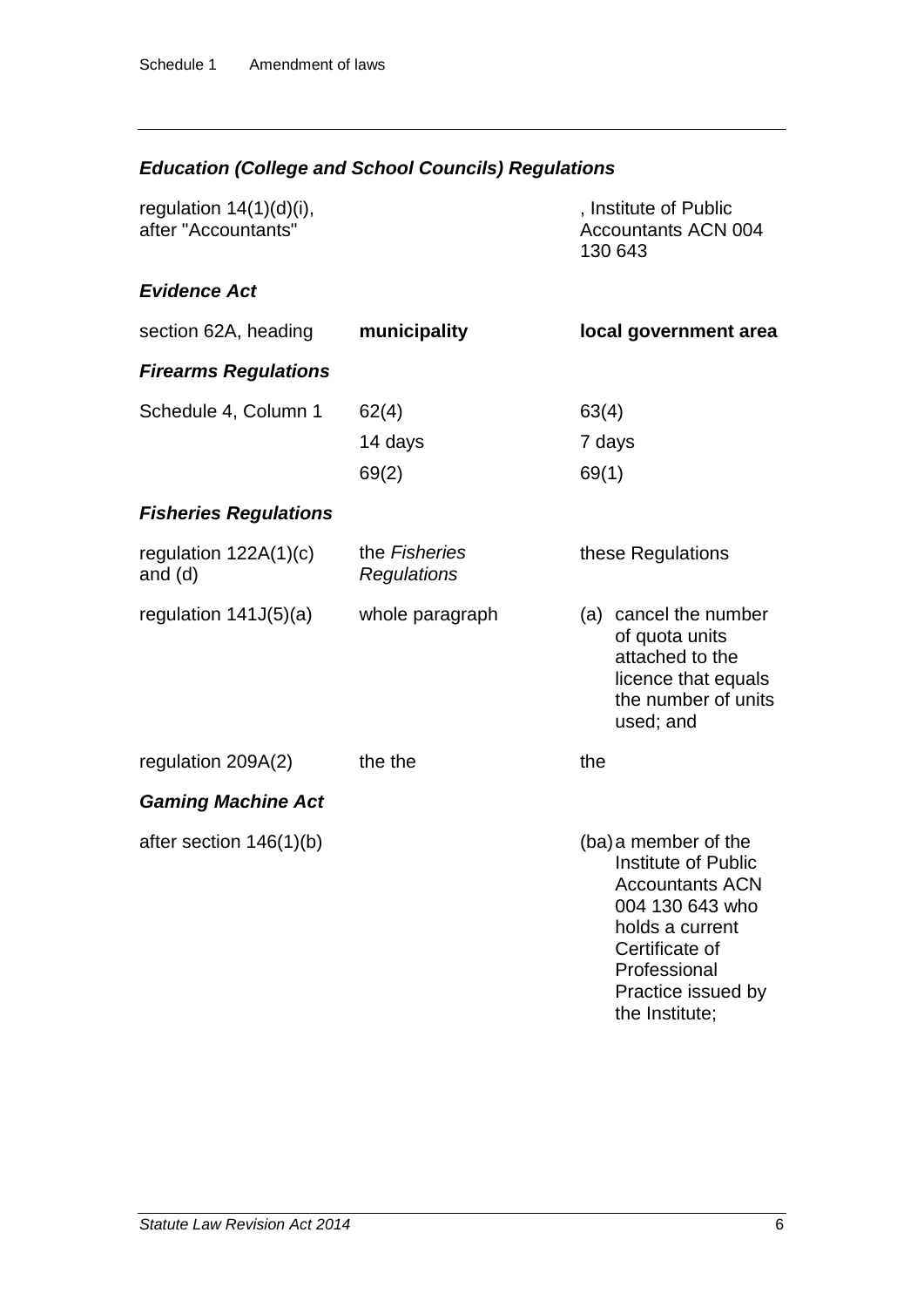***Education (College and School Councils) Regulations***

| | | |
|---|---|---|
| regulation 14(1)(d)(i), after "Accountants" | | , Institute of Public Accountants ACN 004 130 643 |

***Evidence Act***

| | | |
|---|---|---|
| section 62A, heading | **municipality** | **local government area** |

***Firearms Regulations***

| | | |
|---|---|---|
| Schedule 4, Column 1 | 62(4) | 63(4) |
| | 14 days | 7 days |
| | 69(2) | 69(1) |

***Fisheries Regulations***

| | | |
|---|---|---|
| regulation 122A(1)(c) and (d) | the *Fisheries Regulations* | these Regulations |
| regulation 141J(5)(a) | whole paragraph | (a) cancel the number of quota units attached to the licence that equals the number of units used; and |
| regulation 209A(2) | the the | the |

***Gaming Machine Act***

| | | |
|---|---|---|
| after section 146(1)(b) | | (ba) a member of the Institute of Public Accountants ACN 004 130 643 who holds a current Certificate of Professional Practice issued by the Institute; |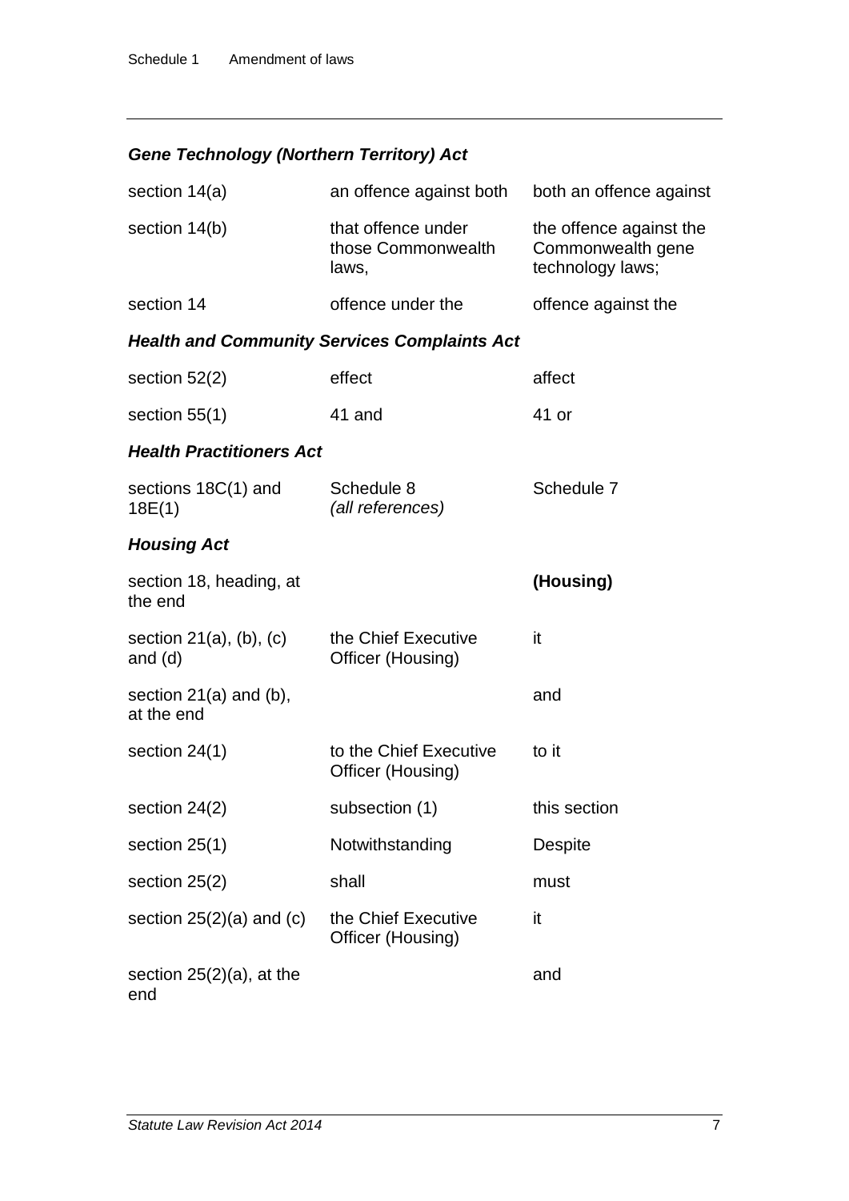### *Gene Technology (Northern Territory) Act*

| | | |
|---|---|---|
| section 14(a) | an offence against both | both an offence against |
| section 14(b) | that offence under those Commonwealth laws, | the offence against the Commonwealth gene technology laws; |
| section 14 | offence under the | offence against the |

### *Health and Community Services Complaints Act*

| | | |
|---|---|---|
| section 52(2) | effect | affect |
| section 55(1) | 41 and | 41 or |

### *Health Practitioners Act*

| | | |
|---|---|---|
| sections 18C(1) and 18E(1) | Schedule 8 *(all references)* | Schedule 7 |

### *Housing Act*

| | | |
|---|---|---|
| section 18, heading, at the end | | **(Housing)** |
| section 21(a), (b), (c) and (d) | the Chief Executive Officer (Housing) | it |
| section 21(a) and (b), at the end | | and |
| section 24(1) | to the Chief Executive Officer (Housing) | to it |
| section 24(2) | subsection (1) | this section |
| section 25(1) | Notwithstanding | Despite |
| section 25(2) | shall | must |
| section 25(2)(a) and (c) | the Chief Executive Officer (Housing) | it |
| section 25(2)(a), at the end | | and |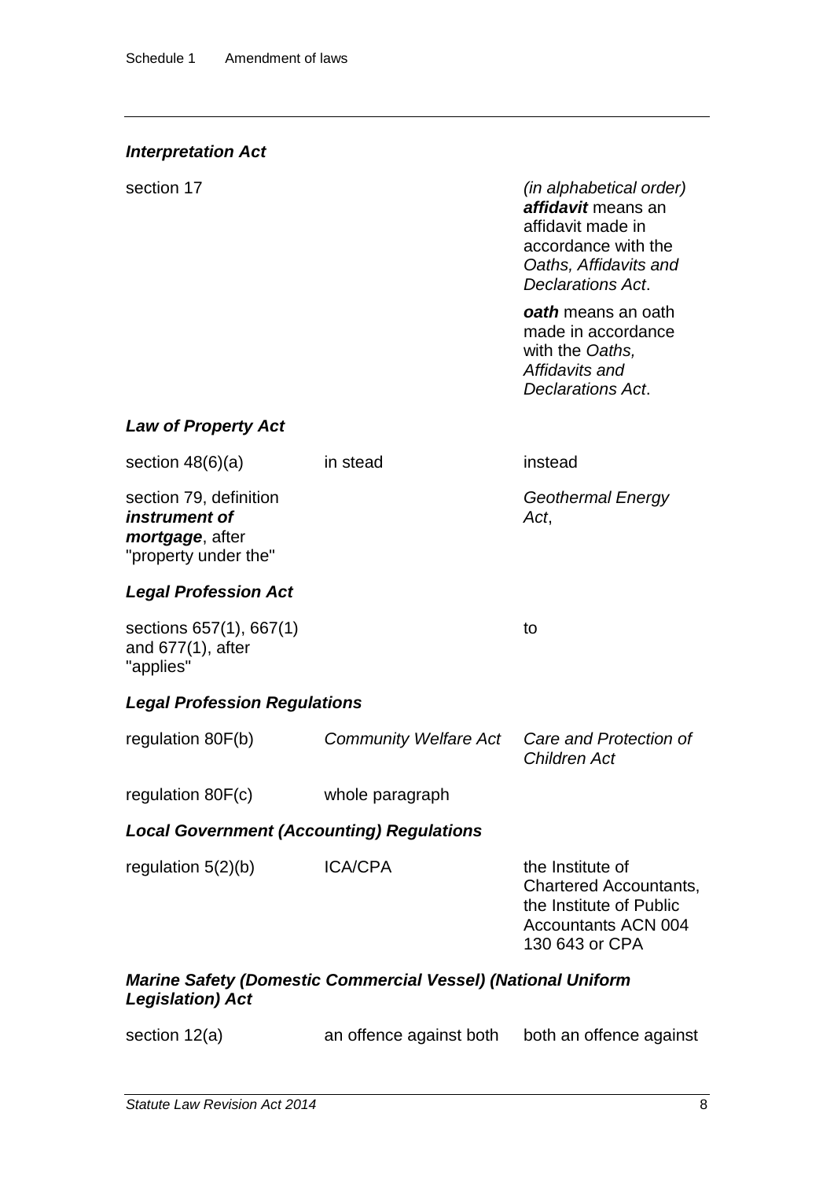***Interpretation Act***

| | | |
|---|---|---|
| section 17 | | *(in alphabetical order)*<br>***affidavit*** means an affidavit made in accordance with the *Oaths, Affidavits and Declarations Act*.<br><br>***oath*** means an oath made in accordance with the *Oaths, Affidavits and Declarations Act*. |

***Law of Property Act***

| | | |
|---|---|---|
| section 48(6)(a) | in stead | instead |
| section 79, definition ***instrument of mortgage***, after "property under the" | | *Geothermal Energy Act*, |

***Legal Profession Act***

| | | |
|---|---|---|
| sections 657(1), 667(1) and 677(1), after "applies" | | to |

***Legal Profession Regulations***

| | | |
|---|---|---|
| regulation 80F(b) | *Community Welfare Act* | *Care and Protection of Children Act* |
| regulation 80F(c) | whole paragraph | |

***Local Government (Accounting) Regulations***

| | | |
|---|---|---|
| regulation 5(2)(b) | ICA/CPA | the Institute of Chartered Accountants, the Institute of Public Accountants ACN 004 130 643 or CPA |

***Marine Safety (Domestic Commercial Vessel) (National Uniform Legislation) Act***

| | | |
|---|---|---|
| section 12(a) | an offence against both | both an offence against |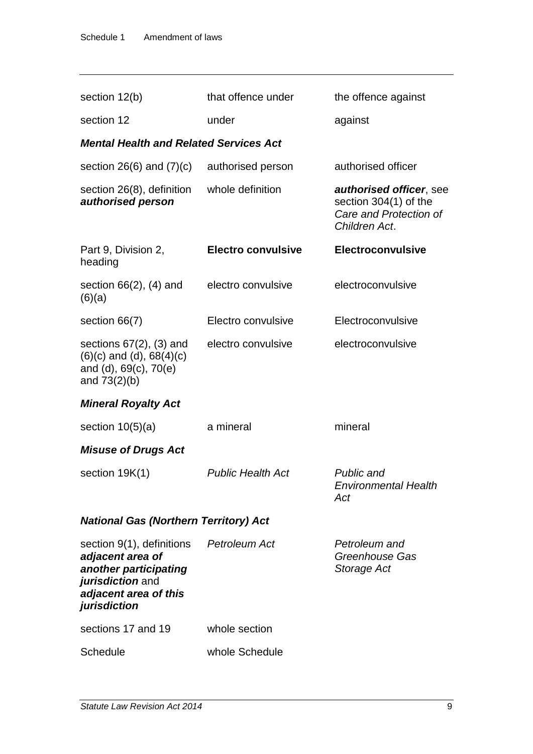| | | |
|---|---|---|
| section 12(b) | that offence under | the offence against |
| section 12 | under | against |
| ***Mental Health and Related Services Act*** | | |
| section 26(6) and (7)(c) | authorised person | authorised officer |
| section 26(8), definition ***authorised person*** | whole definition | ***authorised officer***, see section 304(1) of the *Care and Protection of Children Act*. |
| Part 9, Division 2, heading | **Electro convulsive** | **Electroconvulsive** |
| section 66(2), (4) and (6)(a) | electro convulsive | electroconvulsive |
| section 66(7) | Electro convulsive | Electroconvulsive |
| sections 67(2), (3) and (6)(c) and (d), 68(4)(c) and (d), 69(c), 70(e) and 73(2)(b) | electro convulsive | electroconvulsive |
| ***Mineral Royalty Act*** | | |
| section 10(5)(a) | a mineral | mineral |
| ***Misuse of Drugs Act*** | | |
| section 19K(1) | *Public Health Act* | *Public and Environmental Health Act* |
| ***National Gas (Northern Territory) Act*** | | |
| section 9(1), definitions ***adjacent area of another participating jurisdiction*** and ***adjacent area of this jurisdiction*** | *Petroleum Act* | *Petroleum and Greenhouse Gas Storage Act* |
| sections 17 and 19 | whole section | |
| Schedule | whole Schedule | |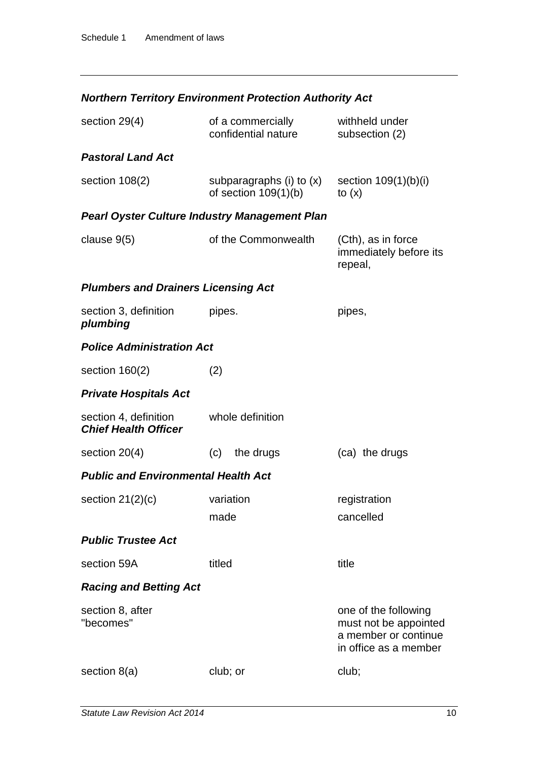### *Northern Territory Environment Protection Authority Act*

| | | |
|---|---|---|
| section 29(4) | of a commercially confidential nature | withheld under subsection (2) |

### *Pastoral Land Act*

| | | |
|---|---|---|
| section 108(2) | subparagraphs (i) to (x) of section 109(1)(b) | section 109(1)(b)(i) to (x) |

### *Pearl Oyster Culture Industry Management Plan*

| | | |
|---|---|---|
| clause 9(5) | of the Commonwealth | (Cth), as in force immediately before its repeal, |

### *Plumbers and Drainers Licensing Act*

| | | |
|---|---|---|
| section 3, definition ***plumbing*** | pipes. | pipes, |

### *Police Administration Act*

| | | |
|---|---|---|
| section 160(2) | (2) | |

### *Private Hospitals Act*

| | | |
|---|---|---|
| section 4, definition ***Chief Health Officer*** | whole definition | |
| section 20(4) | (c) the drugs | (ca) the drugs |

### *Public and Environmental Health Act*

| | | |
|---|---|---|
| section 21(2)(c) | variation | registration |
| | made | cancelled |

### *Public Trustee Act*

| | | |
|---|---|---|
| section 59A | titled | title |

### *Racing and Betting Act*

| | | |
|---|---|---|
| section 8, after "becomes" | | one of the following must not be appointed a member or continue in office as a member |
| section 8(a) | club; or | club; |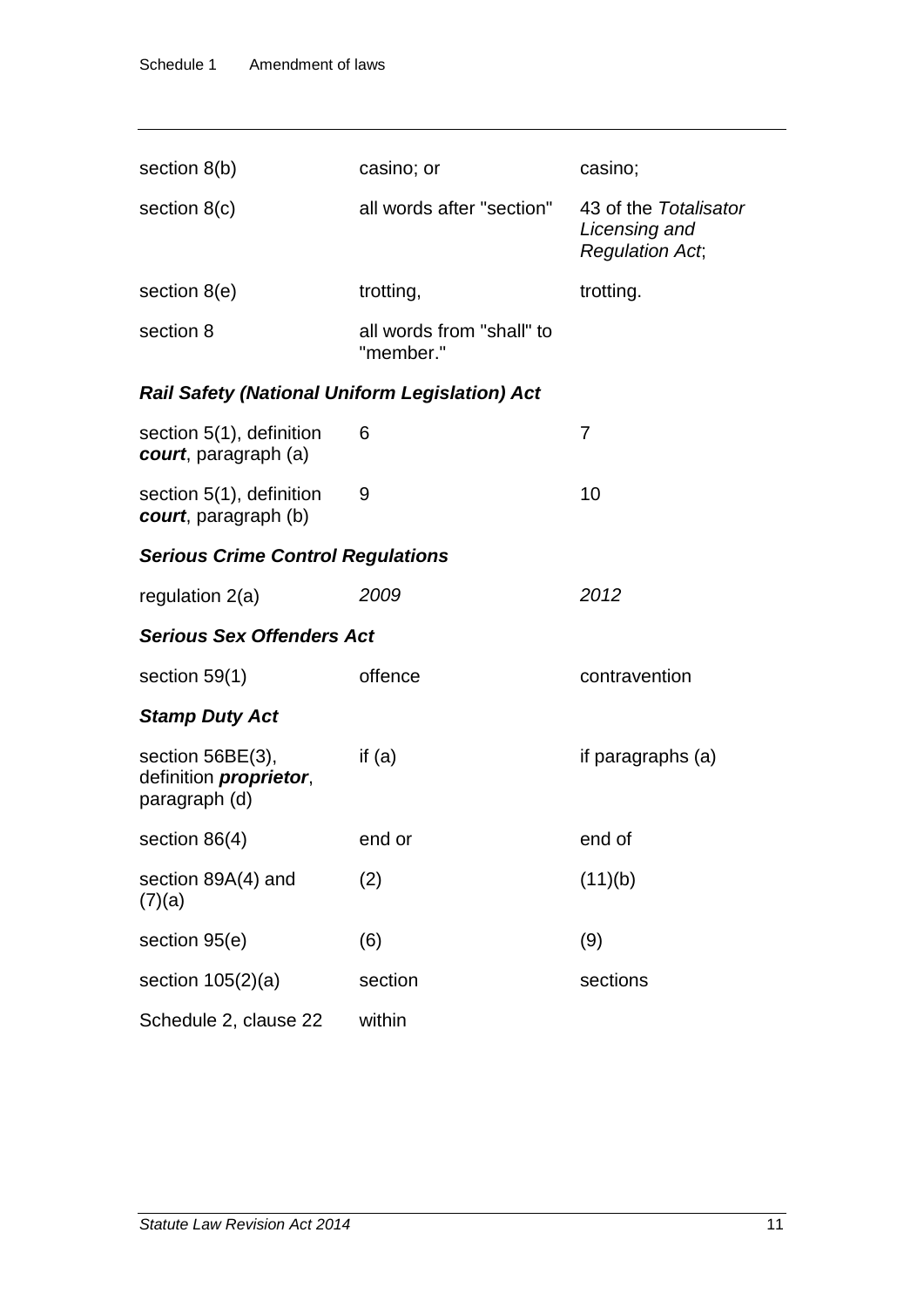| | | |
|---|---|---|
| section 8(b) | casino; or | casino; |
| section 8(c) | all words after "section" | 43 of the *Totalisator Licensing and Regulation Act*; |
| section 8(e) | trotting, | trotting. |
| section 8 | all words from "shall" to "member." | |

***Rail Safety (National Uniform Legislation) Act***

| | | |
|---|---|---|
| section 5(1), definition ***court***, paragraph (a) | 6 | 7 |
| section 5(1), definition ***court***, paragraph (b) | 9 | 10 |

***Serious Crime Control Regulations***

| | | |
|---|---|---|
| regulation 2(a) | *2009* | *2012* |

***Serious Sex Offenders Act***

| | | |
|---|---|---|
| section 59(1) | offence | contravention |

***Stamp Duty Act***

| | | |
|---|---|---|
| section 56BE(3), definition ***proprietor***, paragraph (d) | if (a) | if paragraphs (a) |
| section 86(4) | end or | end of |
| section 89A(4) and (7)(a) | (2) | (11)(b) |
| section 95(e) | (6) | (9) |
| section 105(2)(a) | section | sections |
| Schedule 2, clause 22 | within | |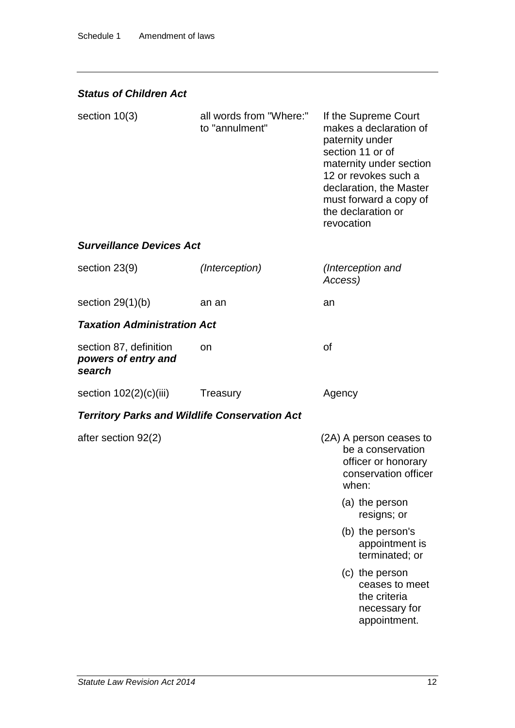### *Status of Children Act*

| | | |
|---|---|---|
| section 10(3) | all words from "Where:" to "annulment" | If the Supreme Court makes a declaration of paternity under section 11 or of maternity under section 12 or revokes such a declaration, the Master must forward a copy of the declaration or revocation |

### *Surveillance Devices Act*

| | | |
|---|---|---|
| section 23(9) | *(Interception)* | *(Interception and Access)* |
| section 29(1)(b) | an an | an |

### *Taxation Administration Act*

| | | |
|---|---|---|
| section 87, definition ***powers of entry and search*** | on | of |
| section 102(2)(c)(iii) | Treasury | Agency |

### *Territory Parks and Wildlife Conservation Act*

| | | |
|---|---|---|
| after section 92(2) | | (2A) A person ceases to be a conservation officer or honorary conservation officer when:<br>(a) the person resigns; or<br>(b) the person's appointment is terminated; or<br>(c) the person ceases to meet the criteria necessary for appointment. |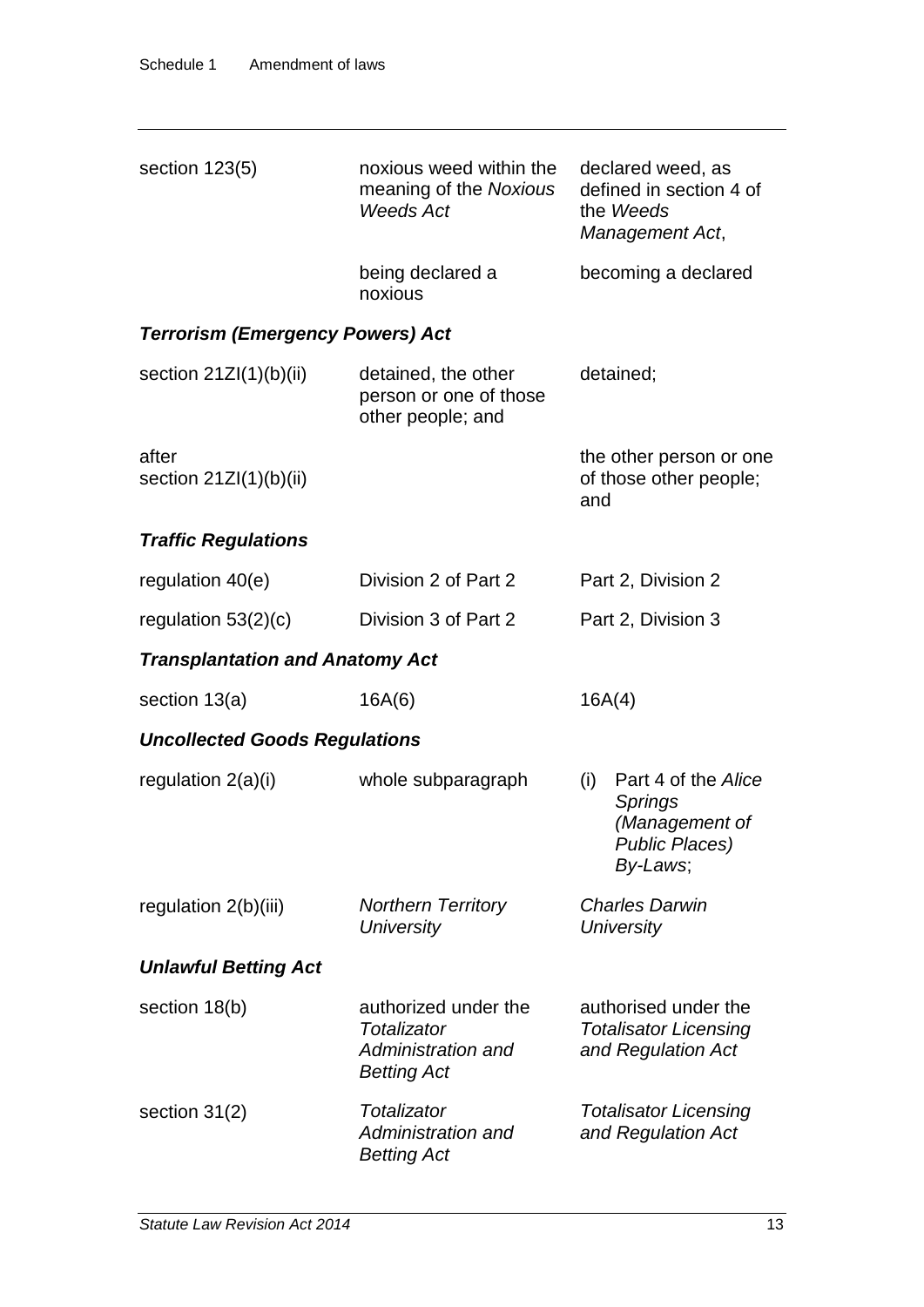| | | |
|---|---|---|
| section 123(5) | noxious weed within the meaning of the *Noxious Weeds Act* | declared weed, as defined in section 4 of the *Weeds Management Act*, |
| | being declared a noxious | becoming a declared |

***Terrorism (Emergency Powers) Act***

| | | |
|---|---|---|
| section 21ZI(1)(b)(ii) | detained, the other person or one of those other people; and | detained; |
| after section 21ZI(1)(b)(ii) | | the other person or one of those other people; and |

***Traffic Regulations***

| | | |
|---|---|---|
| regulation 40(e) | Division 2 of Part 2 | Part 2, Division 2 |
| regulation 53(2)(c) | Division 3 of Part 2 | Part 2, Division 3 |

***Transplantation and Anatomy Act***

| | | |
|---|---|---|
| section 13(a) | 16A(6) | 16A(4) |

***Uncollected Goods Regulations***

| | | |
|---|---|---|
| regulation 2(a)(i) | whole subparagraph | (i) Part 4 of the *Alice Springs (Management of Public Places) By-Laws*; |
| regulation 2(b)(iii) | *Northern Territory University* | *Charles Darwin University* |

***Unlawful Betting Act***

| | | |
|---|---|---|
| section 18(b) | authorized under the *Totalizator Administration and Betting Act* | authorised under the *Totalisator Licensing and Regulation Act* |
| section 31(2) | *Totalizator Administration and Betting Act* | *Totalisator Licensing and Regulation Act* |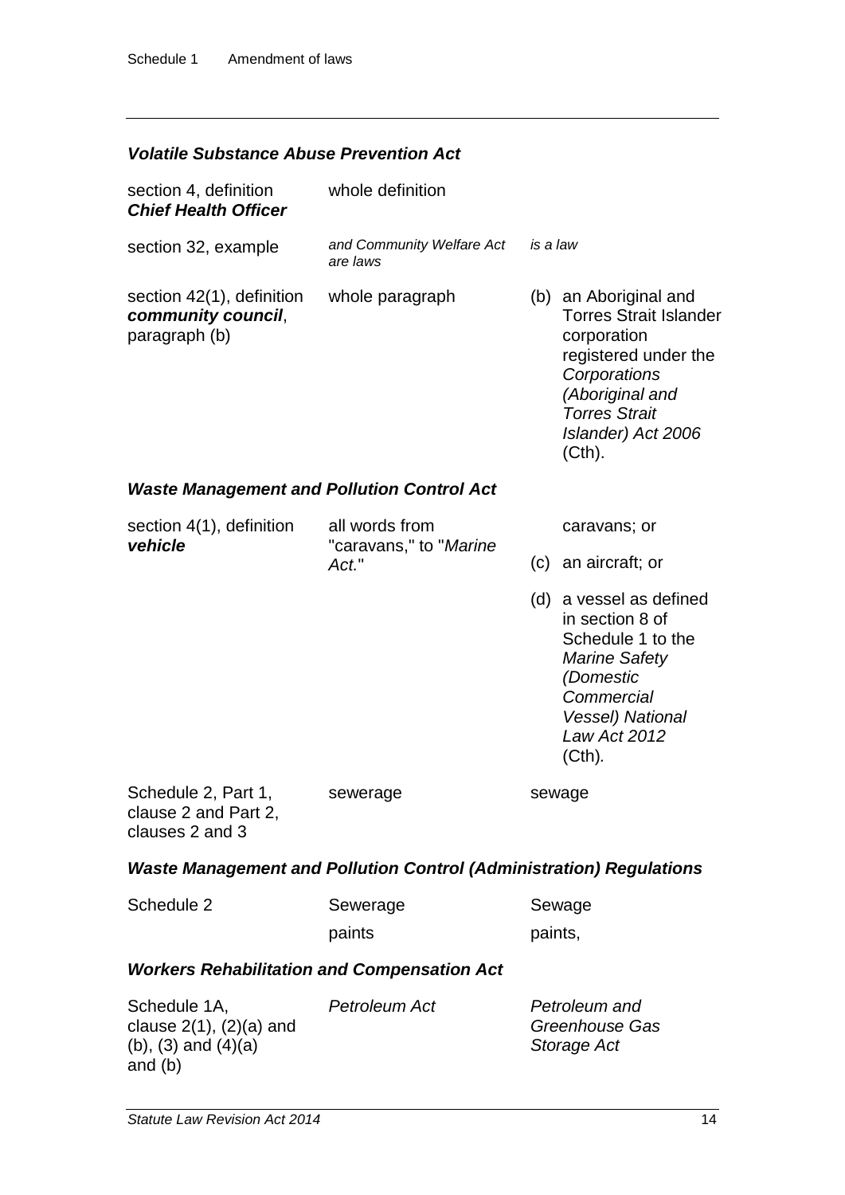### *Volatile Substance Abuse Prevention Act*

| | | |
|---|---|---|
| section 4, definition ***Chief Health Officer*** | whole definition | |
| section 32, example | *and Community Welfare Act are laws* | *is a law* |
| section 42(1), definition ***community council***, paragraph (b) | whole paragraph | (b) an Aboriginal and Torres Strait Islander corporation registered under the *Corporations (Aboriginal and Torres Strait Islander) Act 2006* (Cth). |

### *Waste Management and Pollution Control Act*

| | | |
|---|---|---|
| section 4(1), definition ***vehicle*** | all words from "caravans," to "*Marine Act.*" | caravans; or<br>(c) an aircraft; or<br>(d) a vessel as defined in section 8 of Schedule 1 to the *Marine Safety (Domestic Commercial Vessel) National Law Act 2012* (Cth). |
| Schedule 2, Part 1, clause 2 and Part 2, clauses 2 and 3 | sewerage | sewage |

### *Waste Management and Pollution Control (Administration) Regulations*

| | | |
|---|---|---|
| Schedule 2 | Sewerage | Sewage |
| | paints | paints, |

### *Workers Rehabilitation and Compensation Act*

| | | |
|---|---|---|
| Schedule 1A, clause 2(1), (2)(a) and (b), (3) and (4)(a) and (b) | *Petroleum Act* | *Petroleum and Greenhouse Gas Storage Act* |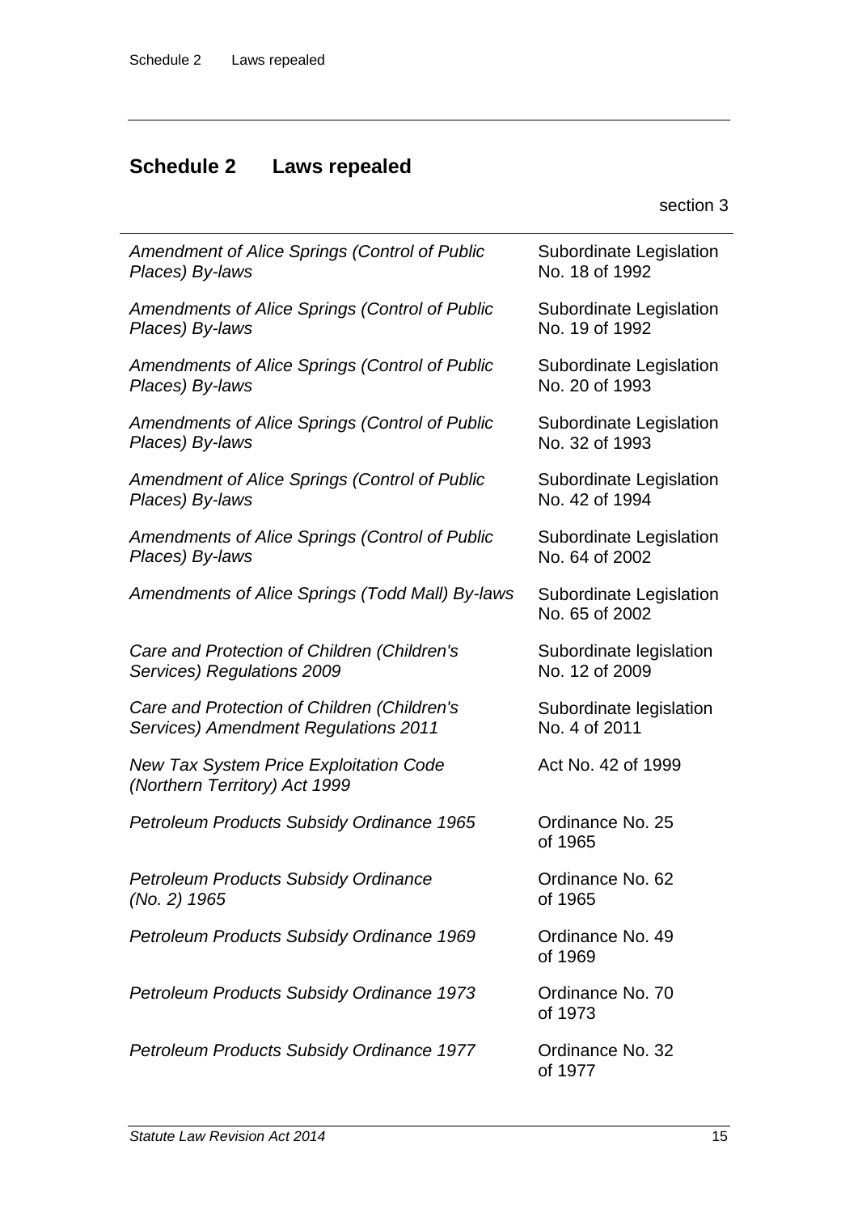## Schedule 2 Laws repealed

section 3

| | |
|---|---|
| *Amendment of Alice Springs (Control of Public Places) By-laws* | Subordinate Legislation No. 18 of 1992 |
| *Amendments of Alice Springs (Control of Public Places) By-laws* | Subordinate Legislation No. 19 of 1992 |
| *Amendments of Alice Springs (Control of Public Places) By-laws* | Subordinate Legislation No. 20 of 1993 |
| *Amendments of Alice Springs (Control of Public Places) By-laws* | Subordinate Legislation No. 32 of 1993 |
| *Amendment of Alice Springs (Control of Public Places) By-laws* | Subordinate Legislation No. 42 of 1994 |
| *Amendments of Alice Springs (Control of Public Places) By-laws* | Subordinate Legislation No. 64 of 2002 |
| *Amendments of Alice Springs (Todd Mall) By-laws* | Subordinate Legislation No. 65 of 2002 |
| *Care and Protection of Children (Children's Services) Regulations 2009* | Subordinate legislation No. 12 of 2009 |
| *Care and Protection of Children (Children's Services) Amendment Regulations 2011* | Subordinate legislation No. 4 of 2011 |
| *New Tax System Price Exploitation Code (Northern Territory) Act 1999* | Act No. 42 of 1999 |
| *Petroleum Products Subsidy Ordinance 1965* | Ordinance No. 25 of 1965 |
| *Petroleum Products Subsidy Ordinance (No. 2) 1965* | Ordinance No. 62 of 1965 |
| *Petroleum Products Subsidy Ordinance 1969* | Ordinance No. 49 of 1969 |
| *Petroleum Products Subsidy Ordinance 1973* | Ordinance No. 70 of 1973 |
| *Petroleum Products Subsidy Ordinance 1977* | Ordinance No. 32 of 1977 |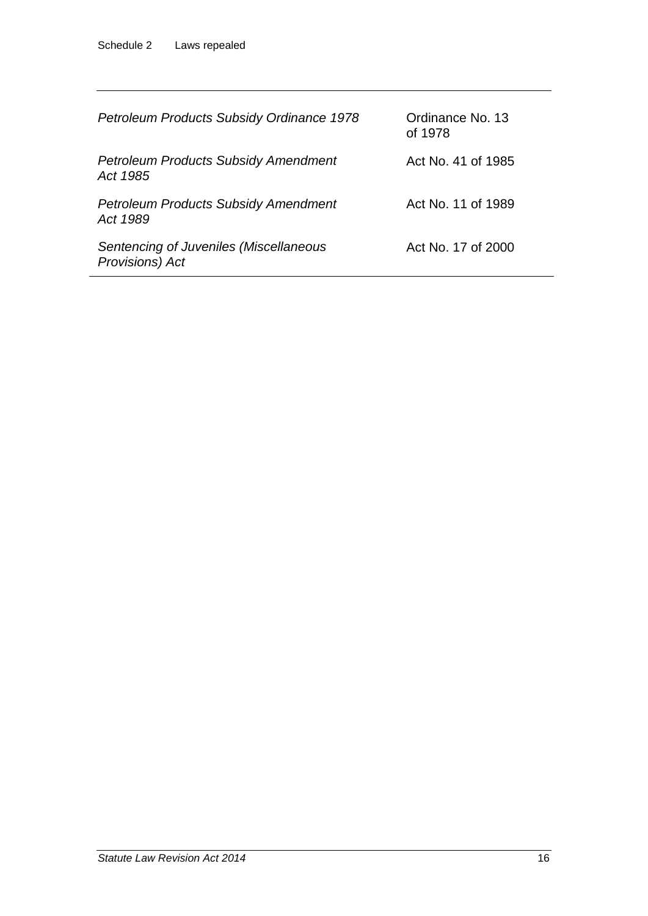| | |
|---|---|
| *Petroleum Products Subsidy Ordinance 1978* | Ordinance No. 13 of 1978 |
| *Petroleum Products Subsidy Amendment Act 1985* | Act No. 41 of 1985 |
| *Petroleum Products Subsidy Amendment Act 1989* | Act No. 11 of 1989 |
| *Sentencing of Juveniles (Miscellaneous Provisions) Act* | Act No. 17 of 2000 |